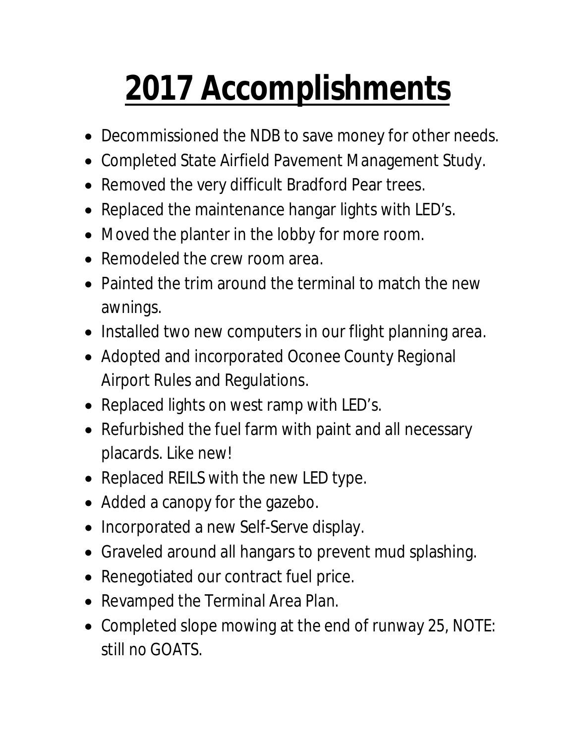# 2017 Accomplishments

- Decommissioned the NDB to save money for other needs.
- Completed State Airfield Pavement Management Study.
- Removed the very difficult Bradford Pear trees.
- Replaced the maintenance hangar lights with LED's.
- Moved the planter in the lobby for more room.
- Remodeled the crew room area.
- Painted the trim around the terminal to match the new awnings.
- Installed two new computers in our flight planning area.
- Adopted and incorporated Oconee County Regional Airport Rules and Regulations.
- Replaced lights on west ramp with LED's.
- Refurbished the fuel farm with paint and all necessary placards. Like new!
- Replaced REILS with the new LED type.
- Added a canopy for the gazebo.
- Incorporated a new Self-Serve display.
- Graveled around all hangars to prevent mud splashing.
- Renegotiated our contract fuel price.
- Revamped the Terminal Area Plan.
- Completed slope mowing at the end of runway 25, NOTE: still no GOATS.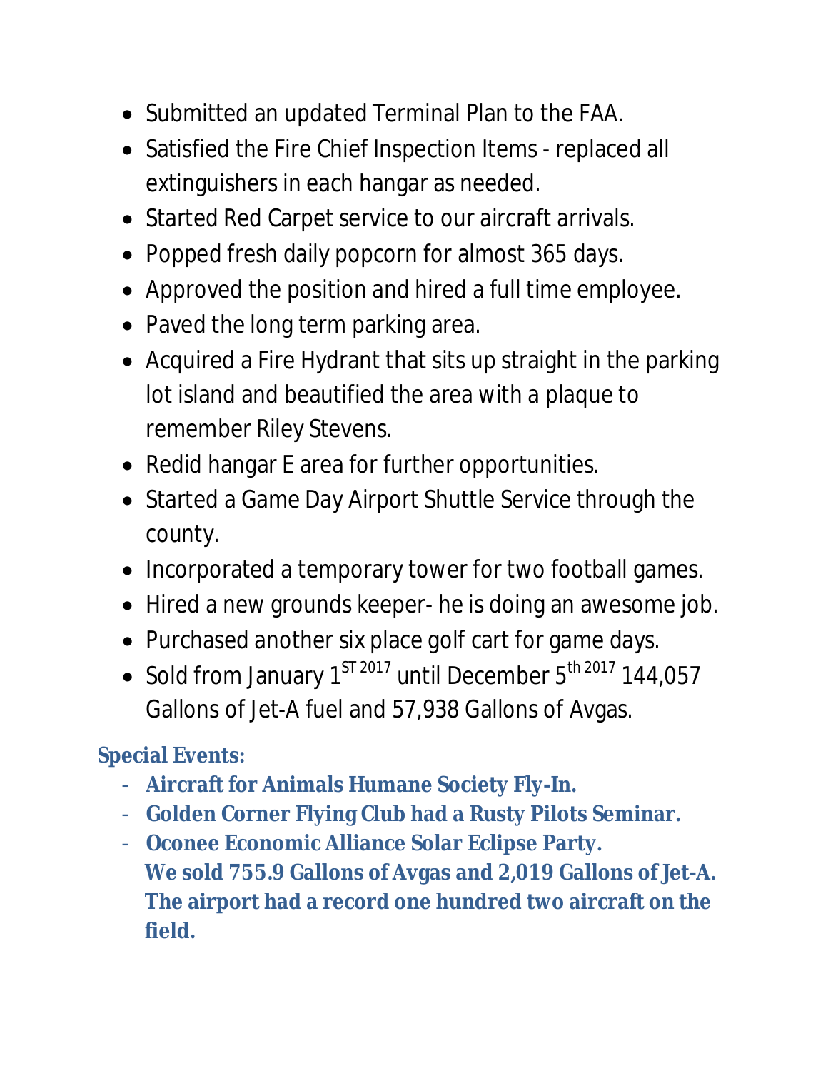- Submitted an updated Terminal Plan to the FAA.
- Satisfied the Fire Chief Inspection Items - replaced all extinguishers in each hangar as needed.
- Started Red Carpet service to our aircraft arrivals.
- Popped fresh daily popcorn for almost 365 days.
- Approved the position and hired a full time employee.
- Paved the long term parking area.
- Acquired a Fire Hydrant that sits up straight in the parking lot island and beautified the area with a plaque to remember Riley Stevens.
- Redid hangar E area for further opportunities.
- Started a Game Day Airport Shuttle Service through the county.
- Incorporated a temporary tower for two football games.
- Hired a new grounds keeper- he is doing an awesome job.
- Purchased another six place golf cart for game days.
- Sold from January 1ST 2017 until December 5th 2017 144,057 Gallons of Jet-A fuel and 57,938 Gallons of Avgas.

**Special Events:**

- **Aircraft for Animals Humane Society Fly-In.**
- **Golden Corner Flying Club had a Rusty Pilots Seminar.**
- **Oconee Economic Alliance Solar Eclipse Party.**
  **We sold 755.9 Gallons of Avgas and 2,019 Gallons of Jet-A. The airport had a record one hundred two aircraft on the field.**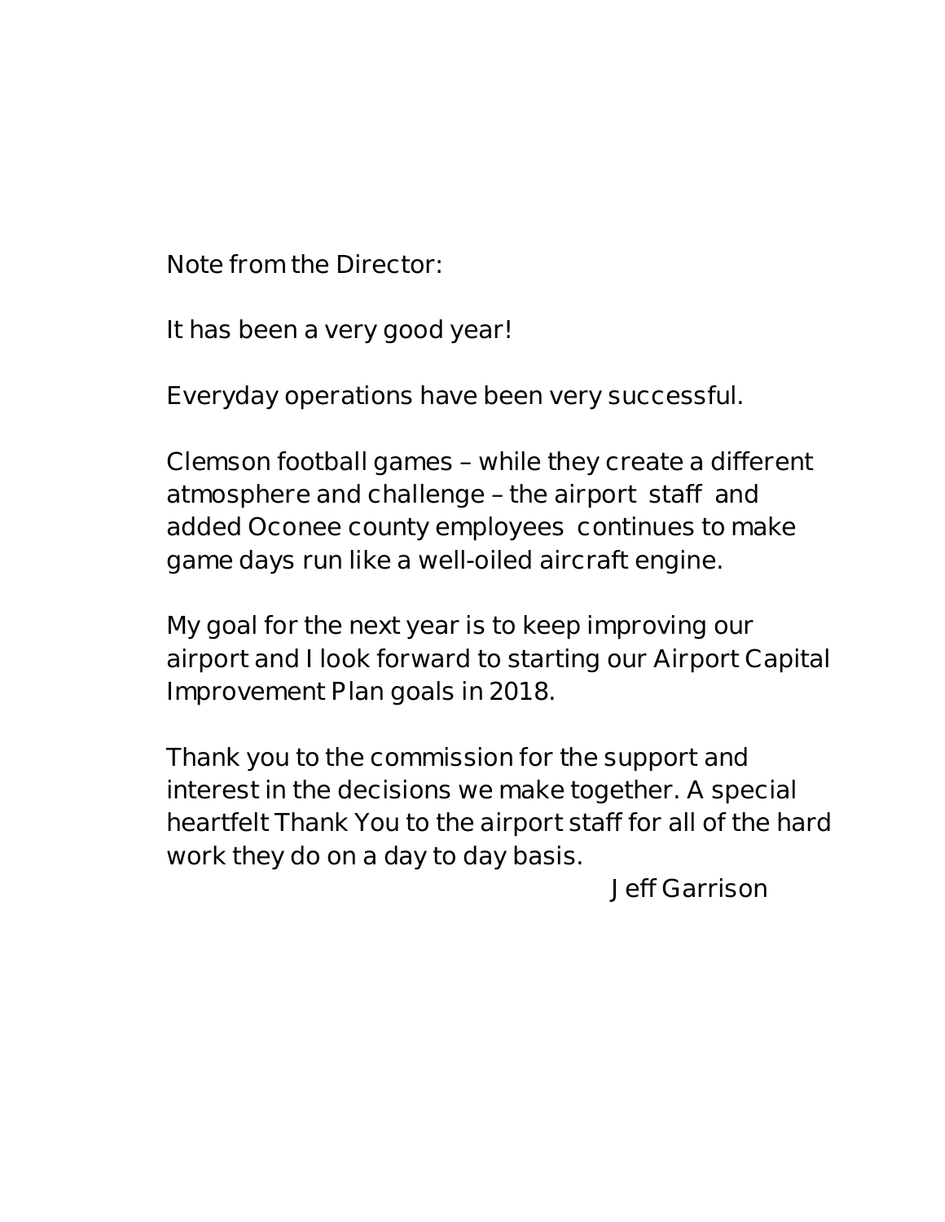Note from the Director:

It has been a very good year!

Everyday operations have been very successful.

Clemson football games – while they create a different atmosphere and challenge – the airport staff and added Oconee county employees continues to make game days run like a well-oiled aircraft engine.

My goal for the next year is to keep improving our airport and I look forward to starting our Airport Capital Improvement Plan goals in 2018.

Thank you to the commission for the support and interest in the decisions we make together. A special heartfelt Thank You to the airport staff for all of the hard work they do on a day to day basis.

Jeff Garrison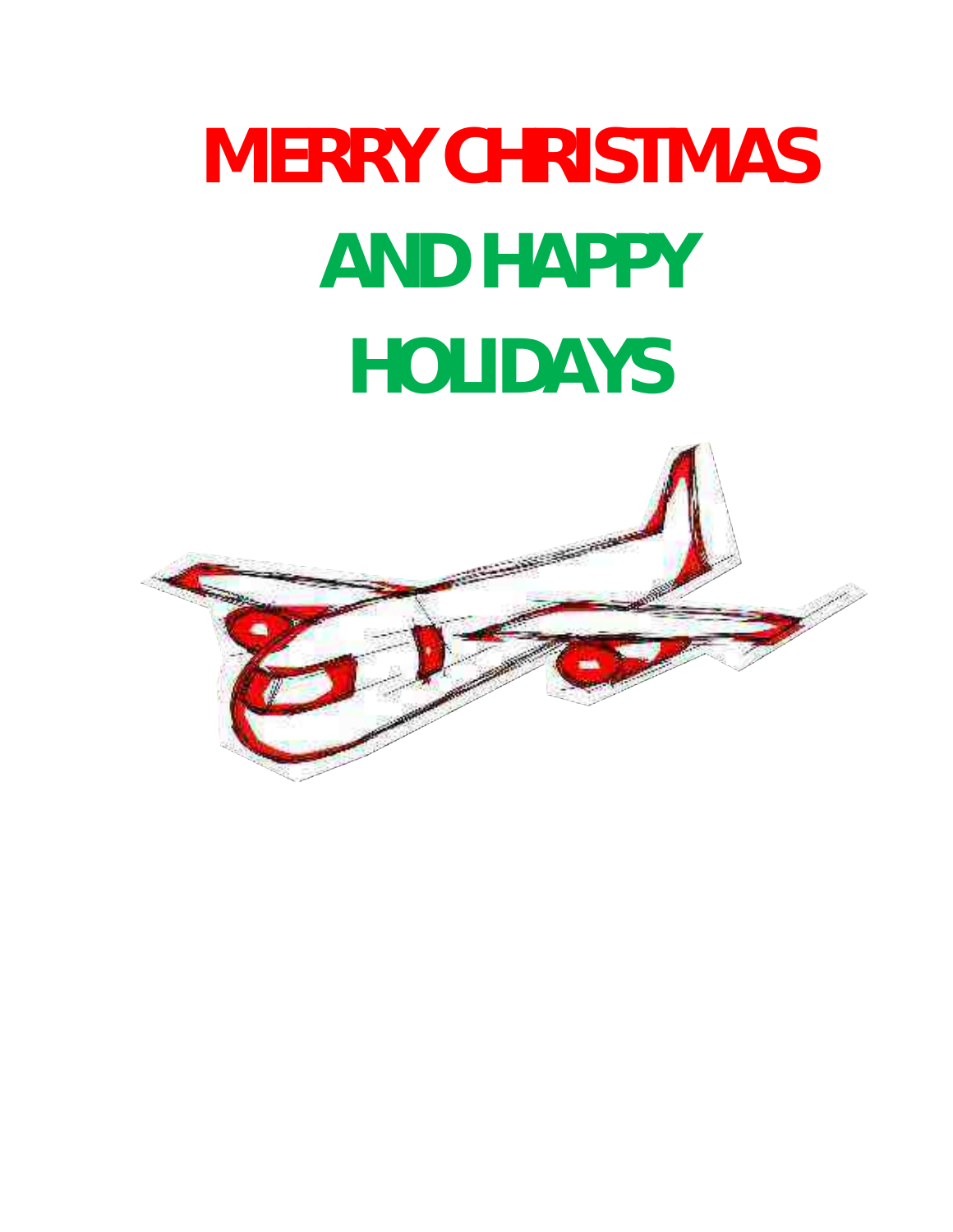# MERRY CHRISTMAS

# AND HAPPY HOLIDAYS